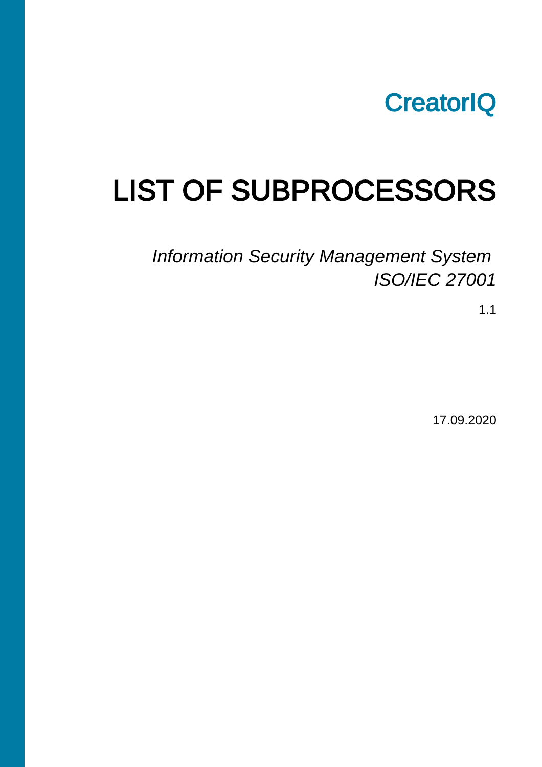CreatorIQ

# LIST OF SUBPROCESSORS

*Information Security Management System*
*ISO/IEC 27001*

1.1

17.09.2020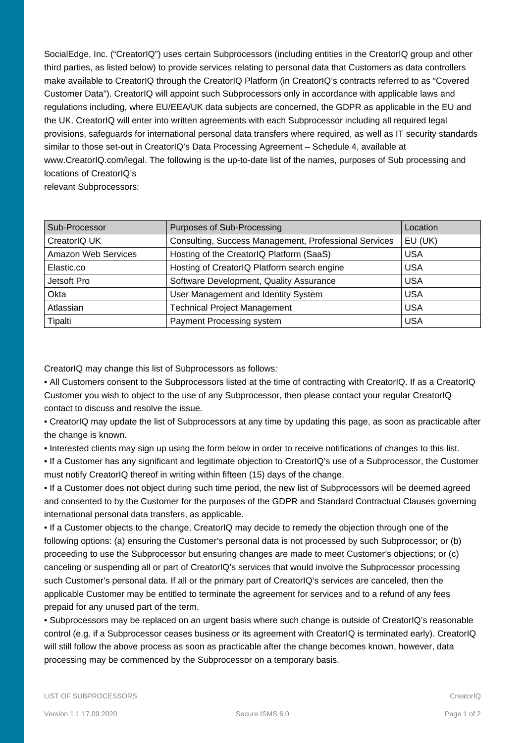SocialEdge, Inc. ("CreatorIQ") uses certain Subprocessors (including entities in the CreatorIQ group and other third parties, as listed below) to provide services relating to personal data that Customers as data controllers make available to CreatorIQ through the CreatorIQ Platform (in CreatorIQ's contracts referred to as "Covered Customer Data"). CreatorIQ will appoint such Subprocessors only in accordance with applicable laws and regulations including, where EU/EEA/UK data subjects are concerned, the GDPR as applicable in the EU and the UK. CreatorIQ will enter into written agreements with each Subprocessor including all required legal provisions, safeguards for international personal data transfers where required, as well as IT security standards similar to those set-out in CreatorIQ's Data Processing Agreement – Schedule 4, available at www.CreatorIQ.com/legal. The following is the up-to-date list of the names, purposes of Sub processing and locations of CreatorIQ's relevant Subprocessors:

| Sub-Processor | Purposes of Sub-Processing | Location |
|---|---|---|
| CreatorIQ UK | Consulting, Success Management, Professional Services | EU (UK) |
| Amazon Web Services | Hosting of the CreatorIQ Platform (SaaS) | USA |
| Elastic.co | Hosting of CreatorIQ Platform search engine | USA |
| Jetsoft Pro | Software Development, Quality Assurance | USA |
| Okta | User Management and Identity System | USA |
| Atlassian | Technical Project Management | USA |
| Tipalti | Payment Processing system | USA |

CreatorIQ may change this list of Subprocessors as follows:

- All Customers consent to the Subprocessors listed at the time of contracting with CreatorIQ. If as a CreatorIQ Customer you wish to object to the use of any Subprocessor, then please contact your regular CreatorIQ contact to discuss and resolve the issue.
- CreatorIQ may update the list of Subprocessors at any time by updating this page, as soon as practicable after the change is known.
- Interested clients may sign up using the form below in order to receive notifications of changes to this list.
- If a Customer has any significant and legitimate objection to CreatorIQ's use of a Subprocessor, the Customer must notify CreatorIQ thereof in writing within fifteen (15) days of the change.
- If a Customer does not object during such time period, the new list of Subprocessors will be deemed agreed and consented to by the Customer for the purposes of the GDPR and Standard Contractual Clauses governing international personal data transfers, as applicable.
- If a Customer objects to the change, CreatorIQ may decide to remedy the objection through one of the following options: (a) ensuring the Customer's personal data is not processed by such Subprocessor; or (b) proceeding to use the Subprocessor but ensuring changes are made to meet Customer's objections; or (c) canceling or suspending all or part of CreatorIQ's services that would involve the Subprocessor processing such Customer's personal data. If all or the primary part of CreatorIQ's services are canceled, then the applicable Customer may be entitled to terminate the agreement for services and to a refund of any fees prepaid for any unused part of the term.
- Subprocessors may be replaced on an urgent basis where such change is outside of CreatorIQ's reasonable control (e.g. if a Subprocessor ceases business or its agreement with CreatorIQ is terminated early). CreatorIQ will still follow the above process as soon as practicable after the change becomes known, however, data processing may be commenced by the Subprocessor on a temporary basis.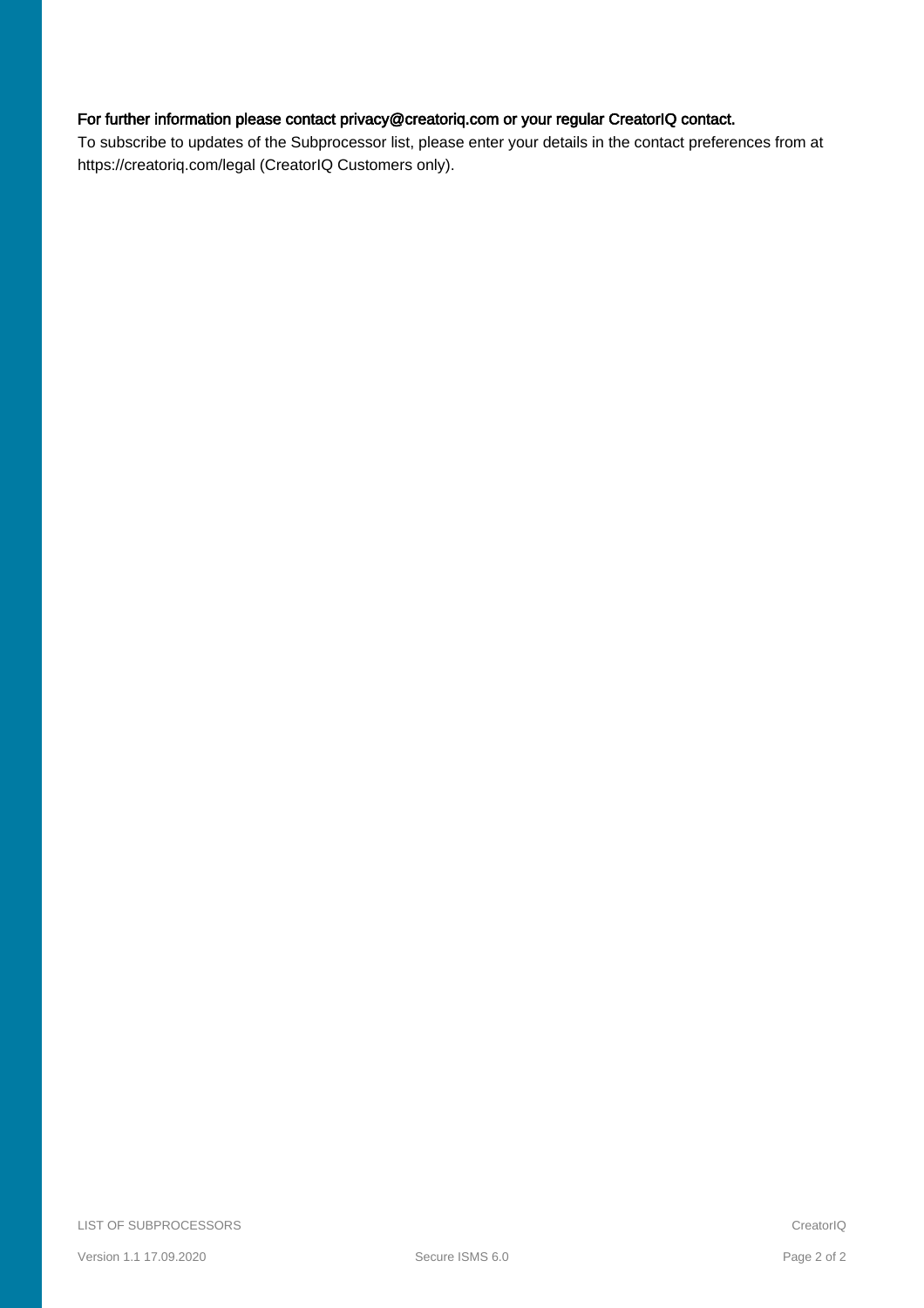**For further information please contact privacy@creatoriq.com or your regular CreatorIQ contact.**

To subscribe to updates of the Subprocessor list, please enter your details in the contact preferences from at https://creatoriq.com/legal (CreatorIQ Customers only).